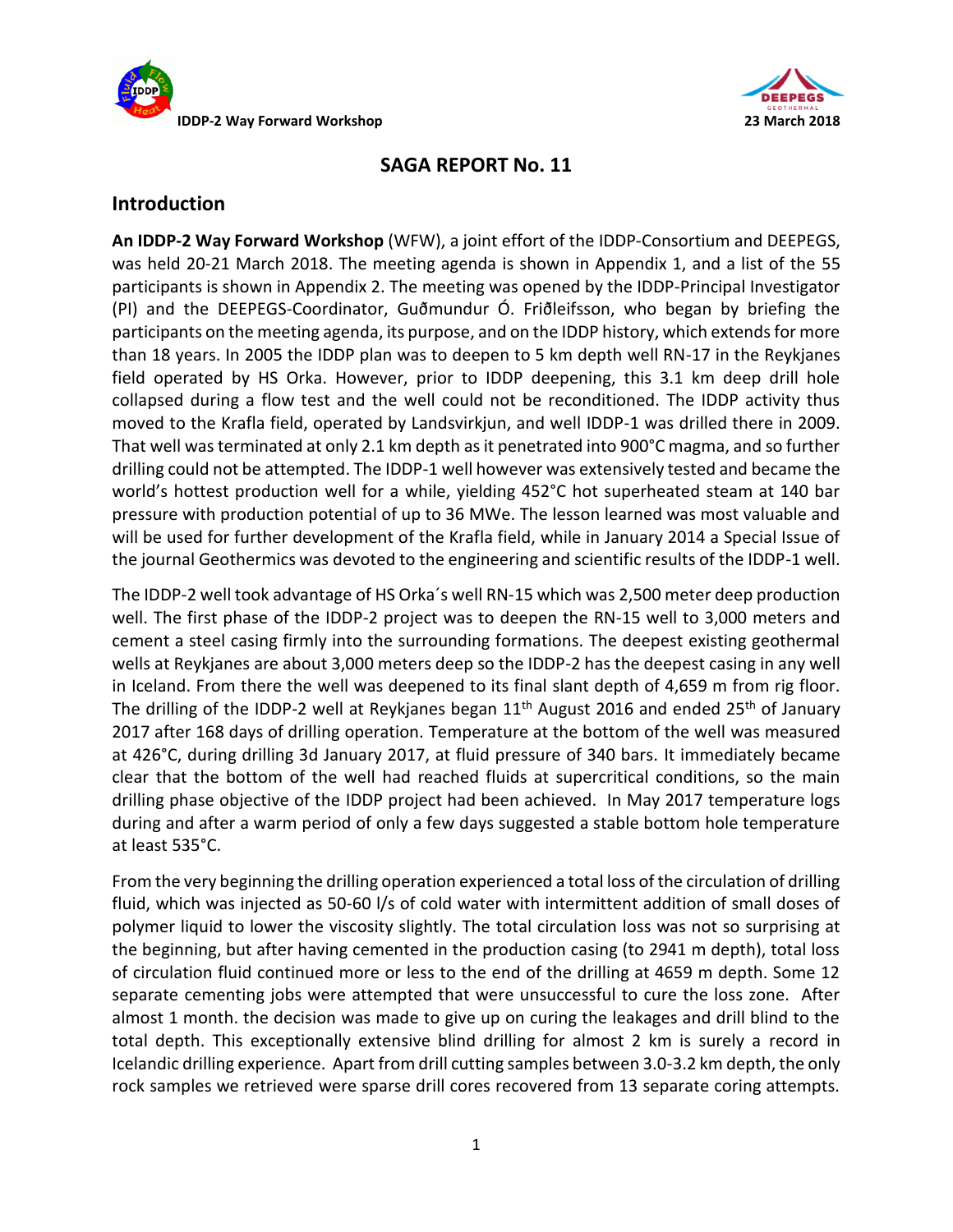# SAGA REPORT No. 11

## Introduction

**An IDDP-2 Way Forward Workshop** (WFW), a joint effort of the IDDP-Consortium and DEEPEGS, was held 20-21 March 2018. The meeting agenda is shown in Appendix 1, and a list of the 55 participants is shown in Appendix 2. The meeting was opened by the IDDP-Principal Investigator (PI) and the DEEPEGS-Coordinator, Guðmundur Ó. Friðleifsson, who began by briefing the participants on the meeting agenda, its purpose, and on the IDDP history, which extends for more than 18 years. In 2005 the IDDP plan was to deepen to 5 km depth well RN-17 in the Reykjanes field operated by HS Orka. However, prior to IDDP deepening, this 3.1 km deep drill hole collapsed during a flow test and the well could not be reconditioned. The IDDP activity thus moved to the Krafla field, operated by Landsvirkjun, and well IDDP-1 was drilled there in 2009. That well was terminated at only 2.1 km depth as it penetrated into 900°C magma, and so further drilling could not be attempted. The IDDP-1 well however was extensively tested and became the world's hottest production well for a while, yielding 452°C hot superheated steam at 140 bar pressure with production potential of up to 36 MWe. The lesson learned was most valuable and will be used for further development of the Krafla field, while in January 2014 a Special Issue of the journal Geothermics was devoted to the engineering and scientific results of the IDDP-1 well.

The IDDP-2 well took advantage of HS Orka´s well RN-15 which was 2,500 meter deep production well. The first phase of the IDDP-2 project was to deepen the RN-15 well to 3,000 meters and cement a steel casing firmly into the surrounding formations. The deepest existing geothermal wells at Reykjanes are about 3,000 meters deep so the IDDP-2 has the deepest casing in any well in Iceland. From there the well was deepened to its final slant depth of 4,659 m from rig floor. The drilling of the IDDP-2 well at Reykjanes began 11th August 2016 and ended 25th of January 2017 after 168 days of drilling operation. Temperature at the bottom of the well was measured at 426°C, during drilling 3d January 2017, at fluid pressure of 340 bars. It immediately became clear that the bottom of the well had reached fluids at supercritical conditions, so the main drilling phase objective of the IDDP project had been achieved. In May 2017 temperature logs during and after a warm period of only a few days suggested a stable bottom hole temperature at least 535°C.

From the very beginning the drilling operation experienced a total loss of the circulation of drilling fluid, which was injected as 50-60 l/s of cold water with intermittent addition of small doses of polymer liquid to lower the viscosity slightly. The total circulation loss was not so surprising at the beginning, but after having cemented in the production casing (to 2941 m depth), total loss of circulation fluid continued more or less to the end of the drilling at 4659 m depth. Some 12 separate cementing jobs were attempted that were unsuccessful to cure the loss zone. After almost 1 month. the decision was made to give up on curing the leakages and drill blind to the total depth. This exceptionally extensive blind drilling for almost 2 km is surely a record in Icelandic drilling experience. Apart from drill cutting samples between 3.0-3.2 km depth, the only rock samples we retrieved were sparse drill cores recovered from 13 separate coring attempts.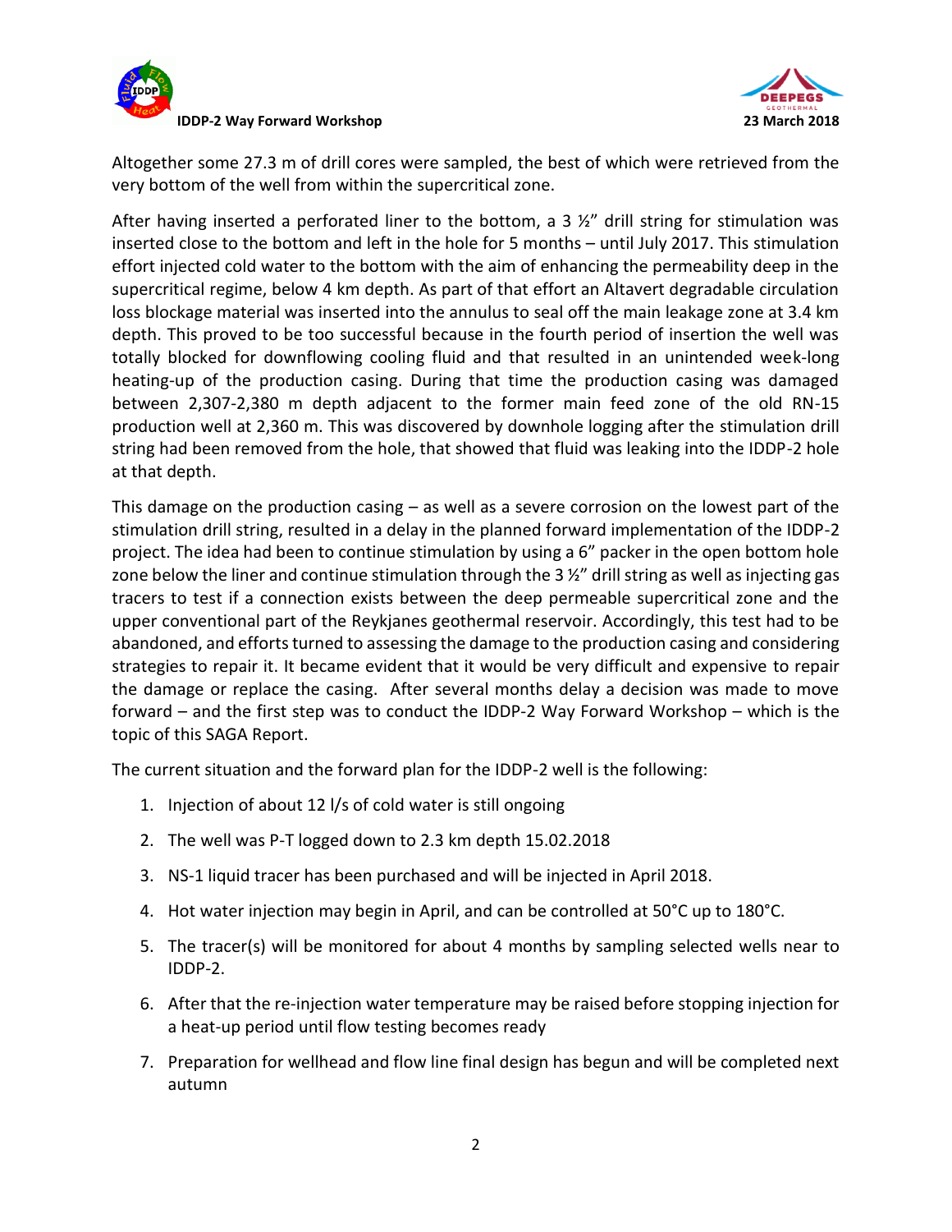Altogether some 27.3 m of drill cores were sampled, the best of which were retrieved from the very bottom of the well from within the supercritical zone.

After having inserted a perforated liner to the bottom, a 3 ½" drill string for stimulation was inserted close to the bottom and left in the hole for 5 months – until July 2017. This stimulation effort injected cold water to the bottom with the aim of enhancing the permeability deep in the supercritical regime, below 4 km depth. As part of that effort an Altavert degradable circulation loss blockage material was inserted into the annulus to seal off the main leakage zone at 3.4 km depth. This proved to be too successful because in the fourth period of insertion the well was totally blocked for downflowing cooling fluid and that resulted in an unintended week-long heating-up of the production casing. During that time the production casing was damaged between 2,307-2,380 m depth adjacent to the former main feed zone of the old RN-15 production well at 2,360 m. This was discovered by downhole logging after the stimulation drill string had been removed from the hole, that showed that fluid was leaking into the IDDP-2 hole at that depth.

This damage on the production casing – as well as a severe corrosion on the lowest part of the stimulation drill string, resulted in a delay in the planned forward implementation of the IDDP-2 project. The idea had been to continue stimulation by using a 6" packer in the open bottom hole zone below the liner and continue stimulation through the 3 ½" drill string as well as injecting gas tracers to test if a connection exists between the deep permeable supercritical zone and the upper conventional part of the Reykjanes geothermal reservoir. Accordingly, this test had to be abandoned, and efforts turned to assessing the damage to the production casing and considering strategies to repair it. It became evident that it would be very difficult and expensive to repair the damage or replace the casing. After several months delay a decision was made to move forward – and the first step was to conduct the IDDP-2 Way Forward Workshop – which is the topic of this SAGA Report.

The current situation and the forward plan for the IDDP-2 well is the following:

1. Injection of about 12 l/s of cold water is still ongoing
2. The well was P-T logged down to 2.3 km depth 15.02.2018
3. NS-1 liquid tracer has been purchased and will be injected in April 2018.
4. Hot water injection may begin in April, and can be controlled at 50°C up to 180°C.
5. The tracer(s) will be monitored for about 4 months by sampling selected wells near to IDDP-2.
6. After that the re-injection water temperature may be raised before stopping injection for a heat-up period until flow testing becomes ready
7. Preparation for wellhead and flow line final design has begun and will be completed next autumn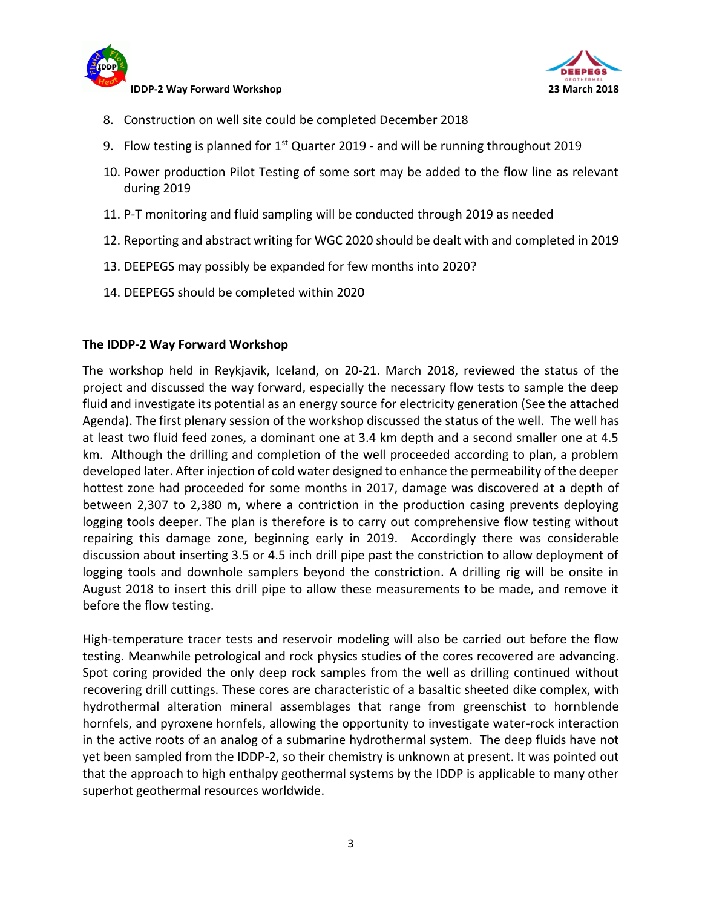8. Construction on well site could be completed December 2018
9. Flow testing is planned for 1st Quarter 2019 - and will be running throughout 2019
10. Power production Pilot Testing of some sort may be added to the flow line as relevant during 2019
11. P-T monitoring and fluid sampling will be conducted through 2019 as needed
12. Reporting and abstract writing for WGC 2020 should be dealt with and completed in 2019
13. DEEPEGS may possibly be expanded for few months into 2020?
14. DEEPEGS should be completed within 2020

**The IDDP-2 Way Forward Workshop**

The workshop held in Reykjavik, Iceland, on 20-21. March 2018, reviewed the status of the project and discussed the way forward, especially the necessary flow tests to sample the deep fluid and investigate its potential as an energy source for electricity generation (See the attached Agenda). The first plenary session of the workshop discussed the status of the well. The well has at least two fluid feed zones, a dominant one at 3.4 km depth and a second smaller one at 4.5 km. Although the drilling and completion of the well proceeded according to plan, a problem developed later. After injection of cold water designed to enhance the permeability of the deeper hottest zone had proceeded for some months in 2017, damage was discovered at a depth of between 2,307 to 2,380 m, where a contriction in the production casing prevents deploying logging tools deeper. The plan is therefore is to carry out comprehensive flow testing without repairing this damage zone, beginning early in 2019. Accordingly there was considerable discussion about inserting 3.5 or 4.5 inch drill pipe past the constriction to allow deployment of logging tools and downhole samplers beyond the constriction. A drilling rig will be onsite in August 2018 to insert this drill pipe to allow these measurements to be made, and remove it before the flow testing.

High-temperature tracer tests and reservoir modeling will also be carried out before the flow testing. Meanwhile petrological and rock physics studies of the cores recovered are advancing. Spot coring provided the only deep rock samples from the well as drilling continued without recovering drill cuttings. These cores are characteristic of a basaltic sheeted dike complex, with hydrothermal alteration mineral assemblages that range from greenschist to hornblende hornfels, and pyroxene hornfels, allowing the opportunity to investigate water-rock interaction in the active roots of an analog of a submarine hydrothermal system. The deep fluids have not yet been sampled from the IDDP-2, so their chemistry is unknown at present. It was pointed out that the approach to high enthalpy geothermal systems by the IDDP is applicable to many other superhot geothermal resources worldwide.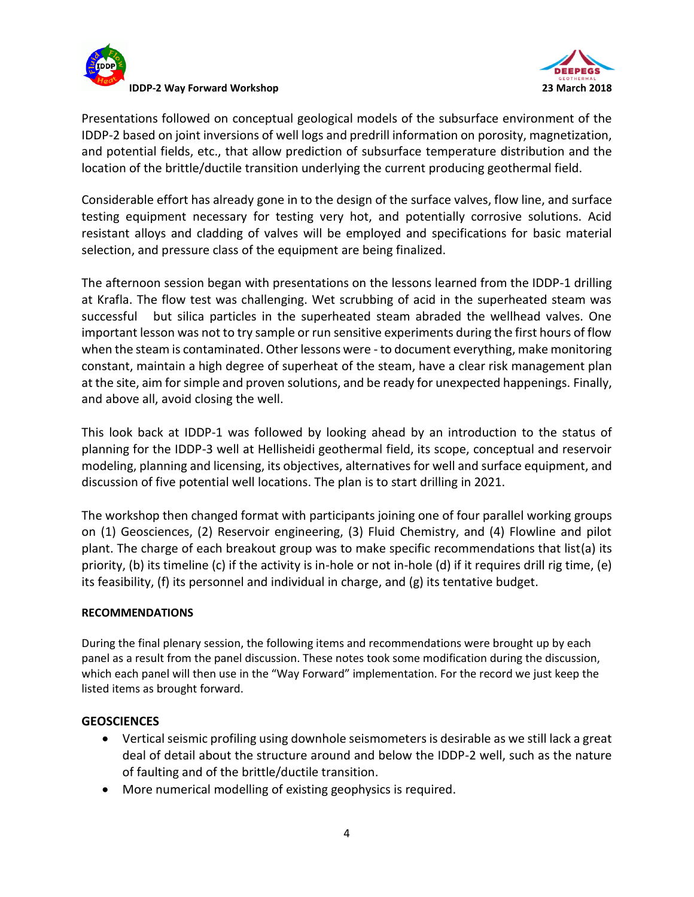Presentations followed on conceptual geological models of the subsurface environment of the IDDP-2 based on joint inversions of well logs and predrill information on porosity, magnetization, and potential fields, etc., that allow prediction of subsurface temperature distribution and the location of the brittle/ductile transition underlying the current producing geothermal field.

Considerable effort has already gone in to the design of the surface valves, flow line, and surface testing equipment necessary for testing very hot, and potentially corrosive solutions. Acid resistant alloys and cladding of valves will be employed and specifications for basic material selection, and pressure class of the equipment are being finalized.

The afternoon session began with presentations on the lessons learned from the IDDP-1 drilling at Krafla. The flow test was challenging. Wet scrubbing of acid in the superheated steam was successful but silica particles in the superheated steam abraded the wellhead valves. One important lesson was not to try sample or run sensitive experiments during the first hours of flow when the steam is contaminated. Other lessons were - to document everything, make monitoring constant, maintain a high degree of superheat of the steam, have a clear risk management plan at the site, aim for simple and proven solutions, and be ready for unexpected happenings. Finally, and above all, avoid closing the well.

This look back at IDDP-1 was followed by looking ahead by an introduction to the status of planning for the IDDP-3 well at Hellisheidi geothermal field, its scope, conceptual and reservoir modeling, planning and licensing, its objectives, alternatives for well and surface equipment, and discussion of five potential well locations. The plan is to start drilling in 2021.

The workshop then changed format with participants joining one of four parallel working groups on (1) Geosciences, (2) Reservoir engineering, (3) Fluid Chemistry, and (4) Flowline and pilot plant. The charge of each breakout group was to make specific recommendations that list(a) its priority, (b) its timeline (c) if the activity is in-hole or not in-hole (d) if it requires drill rig time, (e) its feasibility, (f) its personnel and individual in charge, and (g) its tentative budget.

## RECOMMENDATIONS

During the final plenary session, the following items and recommendations were brought up by each panel as a result from the panel discussion. These notes took some modification during the discussion, which each panel will then use in the "Way Forward" implementation. For the record we just keep the listed items as brought forward.

### GEOSCIENCES

- Vertical seismic profiling using downhole seismometers is desirable as we still lack a great deal of detail about the structure around and below the IDDP-2 well, such as the nature of faulting and of the brittle/ductile transition.
- More numerical modelling of existing geophysics is required.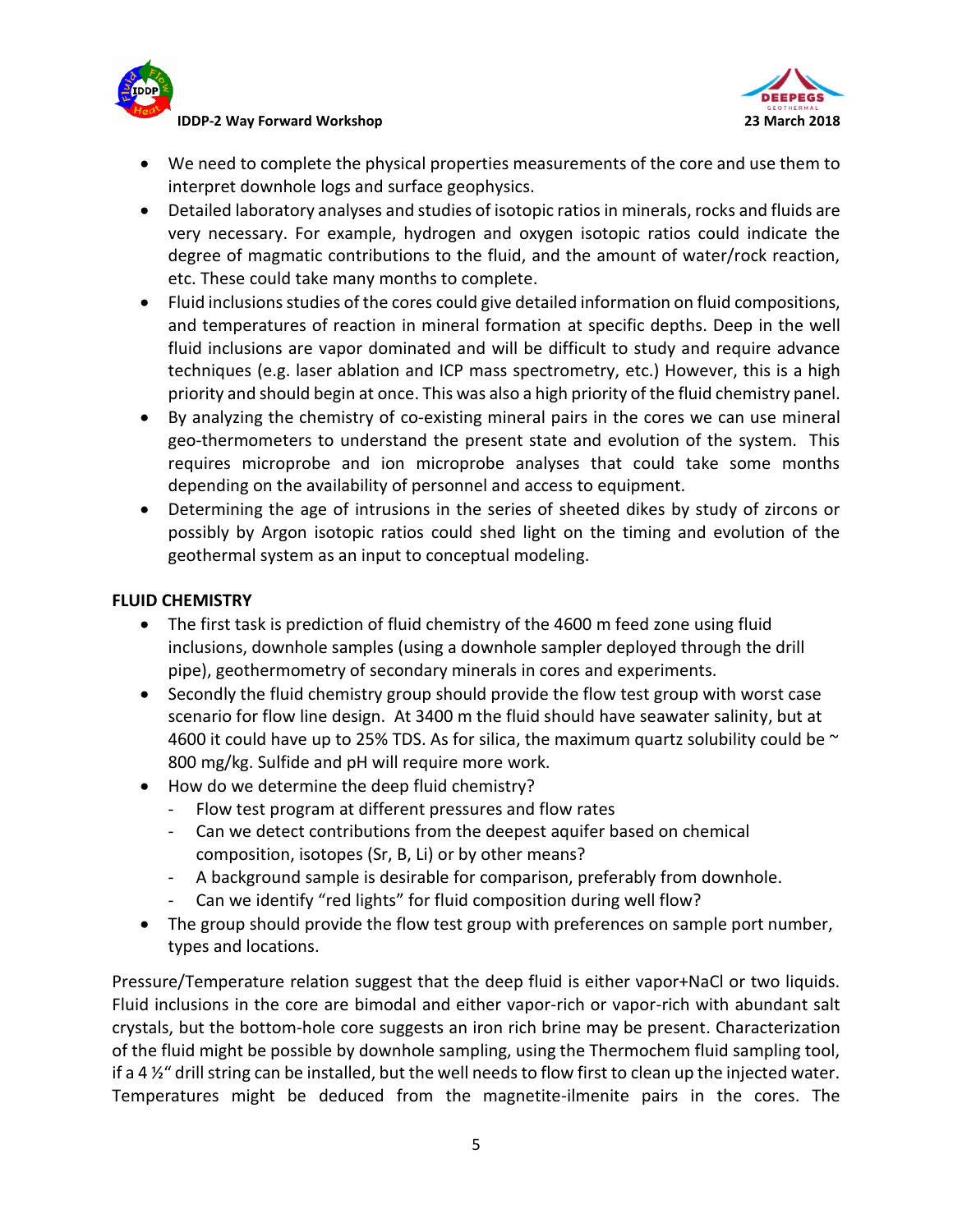- We need to complete the physical properties measurements of the core and use them to interpret downhole logs and surface geophysics.
- Detailed laboratory analyses and studies of isotopic ratios in minerals, rocks and fluids are very necessary. For example, hydrogen and oxygen isotopic ratios could indicate the degree of magmatic contributions to the fluid, and the amount of water/rock reaction, etc. These could take many months to complete.
- Fluid inclusions studies of the cores could give detailed information on fluid compositions, and temperatures of reaction in mineral formation at specific depths. Deep in the well fluid inclusions are vapor dominated and will be difficult to study and require advance techniques (e.g. laser ablation and ICP mass spectrometry, etc.) However, this is a high priority and should begin at once. This was also a high priority of the fluid chemistry panel.
- By analyzing the chemistry of co-existing mineral pairs in the cores we can use mineral geo-thermometers to understand the present state and evolution of the system. This requires microprobe and ion microprobe analyses that could take some months depending on the availability of personnel and access to equipment.
- Determining the age of intrusions in the series of sheeted dikes by study of zircons or possibly by Argon isotopic ratios could shed light on the timing and evolution of the geothermal system as an input to conceptual modeling.

**FLUID CHEMISTRY**

- The first task is prediction of fluid chemistry of the 4600 m feed zone using fluid inclusions, downhole samples (using a downhole sampler deployed through the drill pipe), geothermometry of secondary minerals in cores and experiments.
- Secondly the fluid chemistry group should provide the flow test group with worst case scenario for flow line design. At 3400 m the fluid should have seawater salinity, but at 4600 it could have up to 25% TDS. As for silica, the maximum quartz solubility could be ~ 800 mg/kg. Sulfide and pH will require more work.
- How do we determine the deep fluid chemistry?
  - Flow test program at different pressures and flow rates
  - Can we detect contributions from the deepest aquifer based on chemical composition, isotopes (Sr, B, Li) or by other means?
  - A background sample is desirable for comparison, preferably from downhole.
  - Can we identify "red lights" for fluid composition during well flow?
- The group should provide the flow test group with preferences on sample port number, types and locations.

Pressure/Temperature relation suggest that the deep fluid is either vapor+NaCl or two liquids. Fluid inclusions in the core are bimodal and either vapor-rich or vapor-rich with abundant salt crystals, but the bottom-hole core suggests an iron rich brine may be present. Characterization of the fluid might be possible by downhole sampling, using the Thermochem fluid sampling tool, if a 4 ½" drill string can be installed, but the well needs to flow first to clean up the injected water. Temperatures might be deduced from the magnetite-ilmenite pairs in the cores. The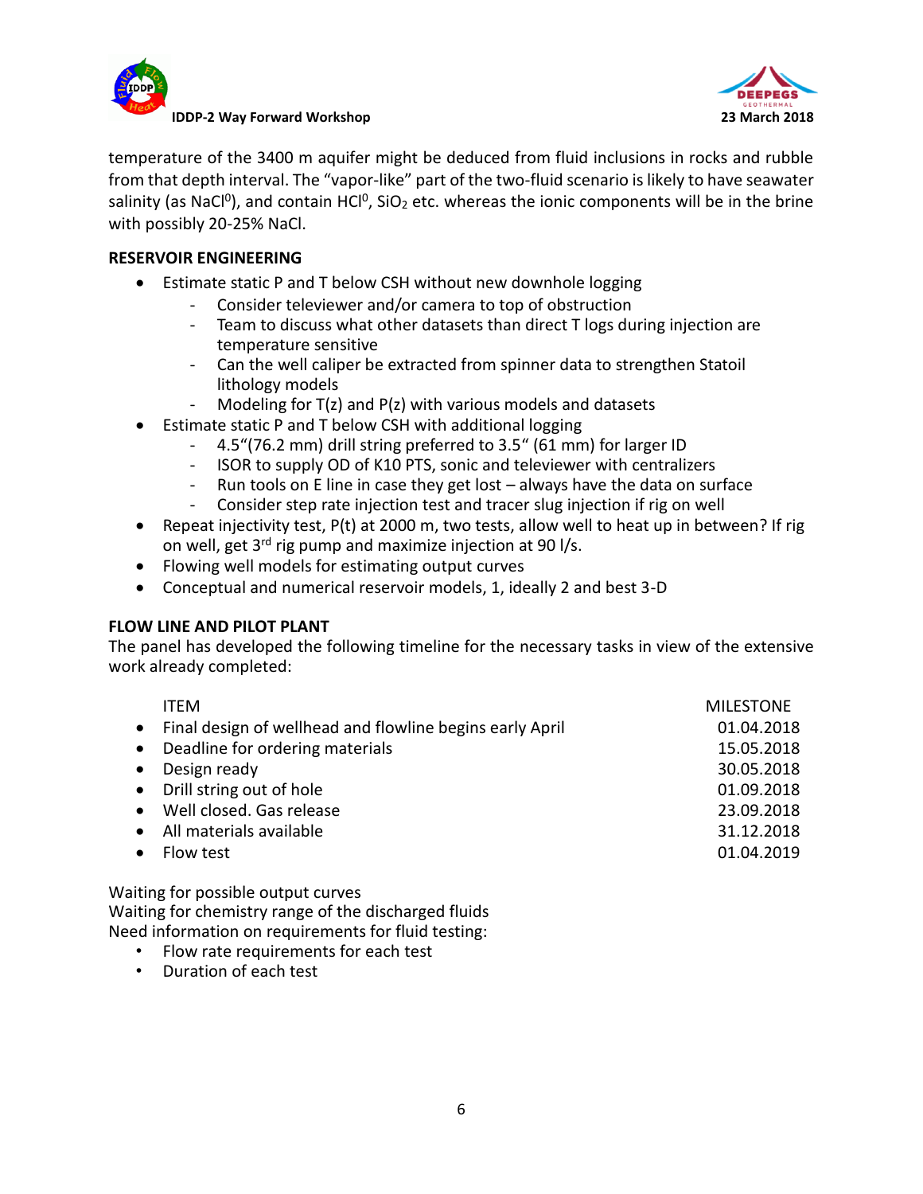temperature of the 3400 m aquifer might be deduced from fluid inclusions in rocks and rubble from that depth interval. The "vapor-like" part of the two-fluid scenario is likely to have seawater salinity (as $NaCl^0$), and contain $HCl^0$, $SiO_2$ etc. whereas the ionic components will be in the brine with possibly 20-25% NaCl.

**RESERVOIR ENGINEERING**

- Estimate static P and T below CSH without new downhole logging
  - Consider televiewer and/or camera to top of obstruction
  - Team to discuss what other datasets than direct T logs during injection are temperature sensitive
  - Can the well caliper be extracted from spinner data to strengthen Statoil lithology models
  - Modeling for T(z) and P(z) with various models and datasets
- Estimate static P and T below CSH with additional logging
  - 4.5"(76.2 mm) drill string preferred to 3.5" (61 mm) for larger ID
  - ISOR to supply OD of K10 PTS, sonic and televiewer with centralizers
  - Run tools on E line in case they get lost – always have the data on surface
  - Consider step rate injection test and tracer slug injection if rig on well
- Repeat injectivity test, P(t) at 2000 m, two tests, allow well to heat up in between? If rig on well, get 3rd rig pump and maximize injection at 90 l/s.
- Flowing well models for estimating output curves
- Conceptual and numerical reservoir models, 1, ideally 2 and best 3-D

**FLOW LINE AND PILOT PLANT**

The panel has developed the following timeline for the necessary tasks in view of the extensive work already completed:

| ITEM | MILESTONE |
|---|---|
| Final design of wellhead and flowline begins early April | 01.04.2018 |
| Deadline for ordering materials | 15.05.2018 |
| Design ready | 30.05.2018 |
| Drill string out of hole | 01.09.2018 |
| Well closed. Gas release | 23.09.2018 |
| All materials available | 31.12.2018 |
| Flow test | 01.04.2019 |

Waiting for possible output curves
Waiting for chemistry range of the discharged fluids
Need information on requirements for fluid testing:

- Flow rate requirements for each test
- Duration of each test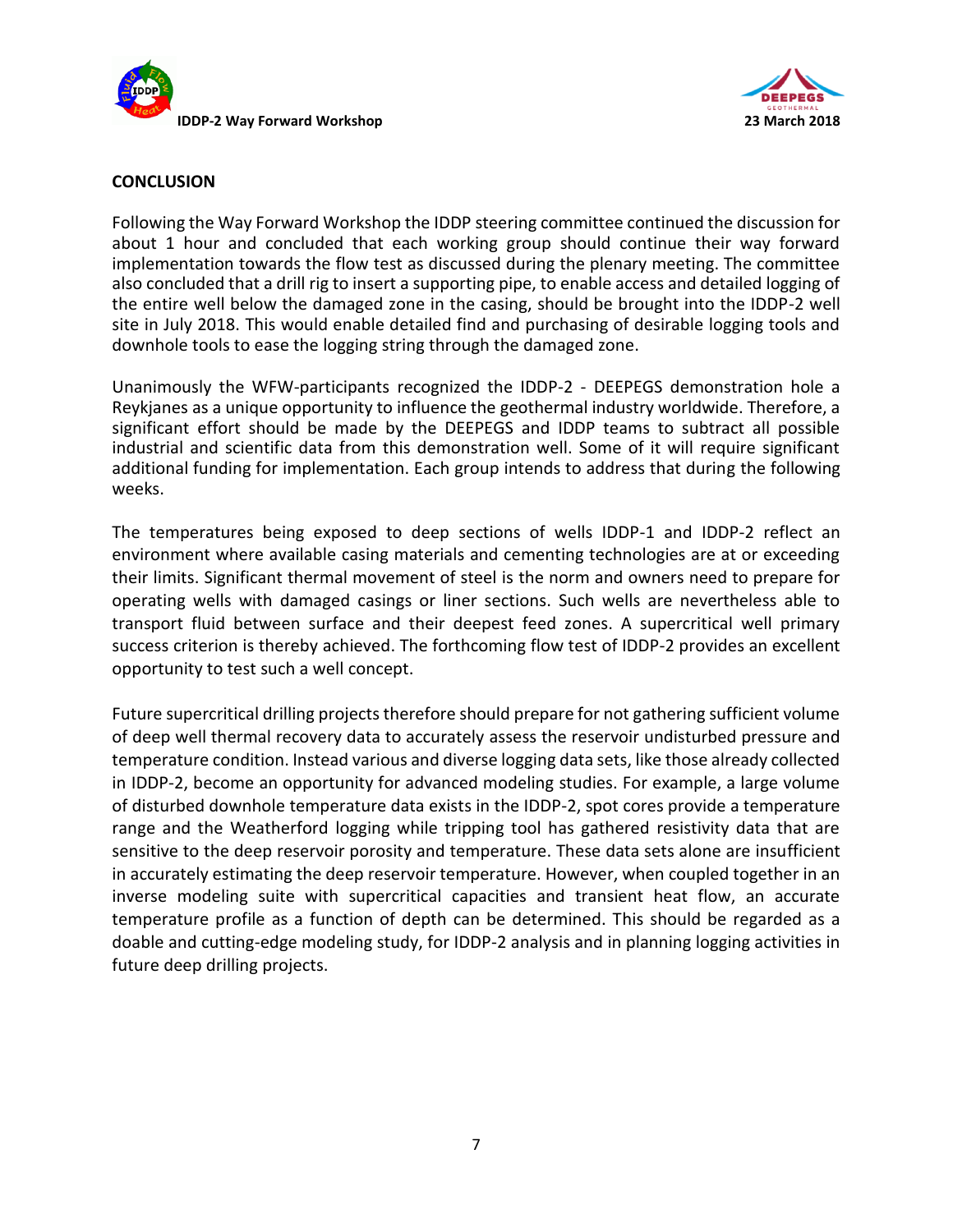## CONCLUSION

Following the Way Forward Workshop the IDDP steering committee continued the discussion for about 1 hour and concluded that each working group should continue their way forward implementation towards the flow test as discussed during the plenary meeting. The committee also concluded that a drill rig to insert a supporting pipe, to enable access and detailed logging of the entire well below the damaged zone in the casing, should be brought into the IDDP-2 well site in July 2018. This would enable detailed find and purchasing of desirable logging tools and downhole tools to ease the logging string through the damaged zone.

Unanimously the WFW-participants recognized the IDDP-2 - DEEPEGS demonstration hole a Reykjanes as a unique opportunity to influence the geothermal industry worldwide. Therefore, a significant effort should be made by the DEEPEGS and IDDP teams to subtract all possible industrial and scientific data from this demonstration well. Some of it will require significant additional funding for implementation. Each group intends to address that during the following weeks.

The temperatures being exposed to deep sections of wells IDDP-1 and IDDP-2 reflect an environment where available casing materials and cementing technologies are at or exceeding their limits. Significant thermal movement of steel is the norm and owners need to prepare for operating wells with damaged casings or liner sections. Such wells are nevertheless able to transport fluid between surface and their deepest feed zones. A supercritical well primary success criterion is thereby achieved. The forthcoming flow test of IDDP-2 provides an excellent opportunity to test such a well concept.

Future supercritical drilling projects therefore should prepare for not gathering sufficient volume of deep well thermal recovery data to accurately assess the reservoir undisturbed pressure and temperature condition. Instead various and diverse logging data sets, like those already collected in IDDP-2, become an opportunity for advanced modeling studies. For example, a large volume of disturbed downhole temperature data exists in the IDDP-2, spot cores provide a temperature range and the Weatherford logging while tripping tool has gathered resistivity data that are sensitive to the deep reservoir porosity and temperature. These data sets alone are insufficient in accurately estimating the deep reservoir temperature. However, when coupled together in an inverse modeling suite with supercritical capacities and transient heat flow, an accurate temperature profile as a function of depth can be determined. This should be regarded as a doable and cutting-edge modeling study, for IDDP-2 analysis and in planning logging activities in future deep drilling projects.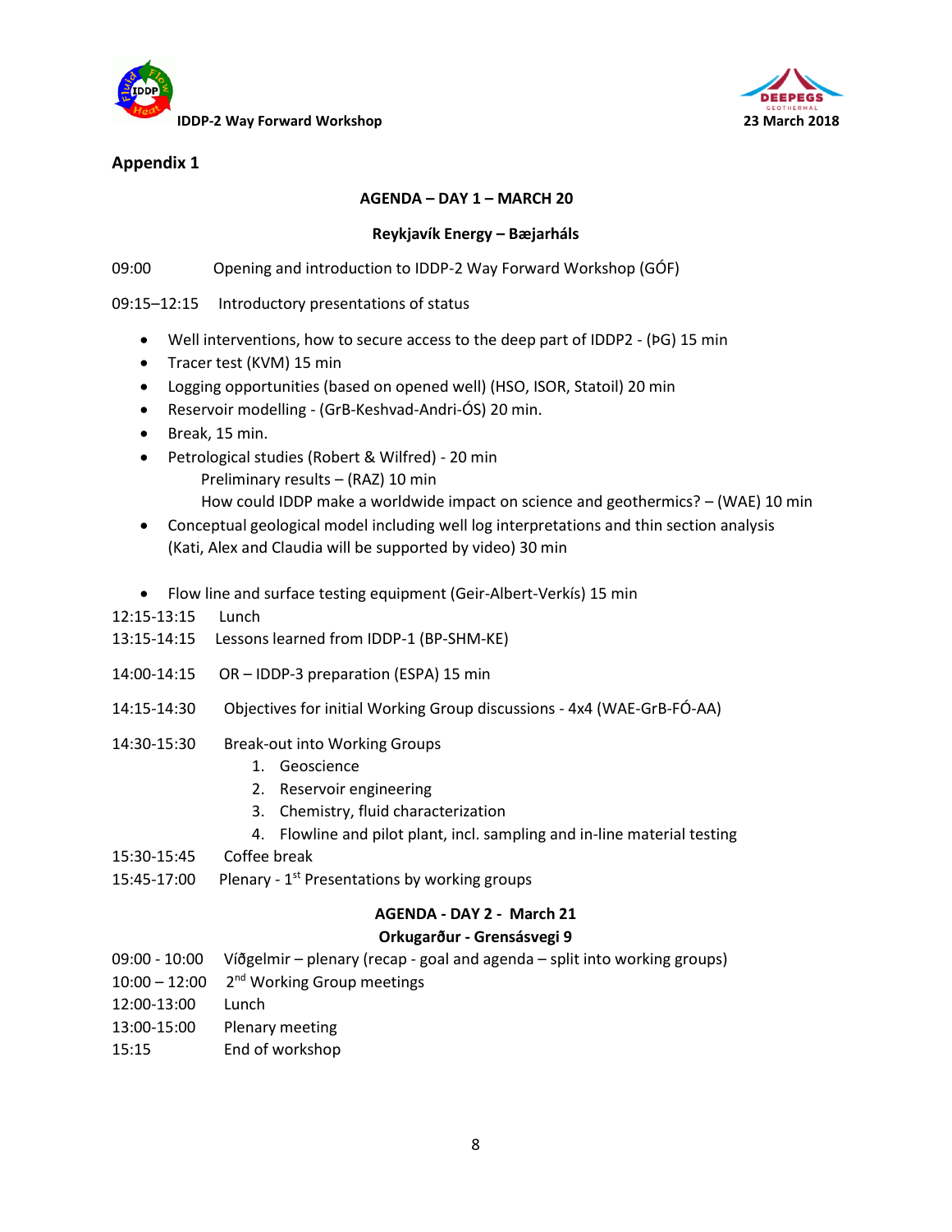## Appendix 1

### AGENDA – DAY 1 – MARCH 20

**Reykjavík Energy – Bæjarháls**

09:00 Opening and introduction to IDDP-2 Way Forward Workshop (GÓF)

09:15–12:15 Introductory presentations of status

- Well interventions, how to secure access to the deep part of IDDP2 - (ÞG) 15 min
- Tracer test (KVM) 15 min
- Logging opportunities (based on opened well) (HSO, ISOR, Statoil) 20 min
- Reservoir modelling - (GrB-Keshvad-Andri-ÓS) 20 min.
- Break, 15 min.
- Petrological studies (Robert & Wilfred) - 20 min
  - Preliminary results – (RAZ) 10 min
  - How could IDDP make a worldwide impact on science and geothermics? – (WAE) 10 min
- Conceptual geological model including well log interpretations and thin section analysis (Kati, Alex and Claudia will be supported by video) 30 min
- Flow line and surface testing equipment (Geir-Albert-Verkís) 15 min

12:15-13:15 Lunch

13:15-14:15 Lessons learned from IDDP-1 (BP-SHM-KE)

14:00-14:15 OR – IDDP-3 preparation (ESPA) 15 min

14:15-14:30 Objectives for initial Working Group discussions - 4x4 (WAE-GrB-FÓ-AA)

14:30-15:30 Break-out into Working Groups

1. Geoscience
2. Reservoir engineering
3. Chemistry, fluid characterization
4. Flowline and pilot plant, incl. sampling and in-line material testing

15:30-15:45 Coffee break

15:45-17:00 Plenary - 1st Presentations by working groups

### AGENDA - DAY 2 - March 21

**Orkugarður - Grensásvegi 9**

09:00 - 10:00 Víðgelmir – plenary (recap - goal and agenda – split into working groups)

10:00 – 12:00 2nd Working Group meetings

12:00-13:00 Lunch

13:00-15:00 Plenary meeting

15:15 End of workshop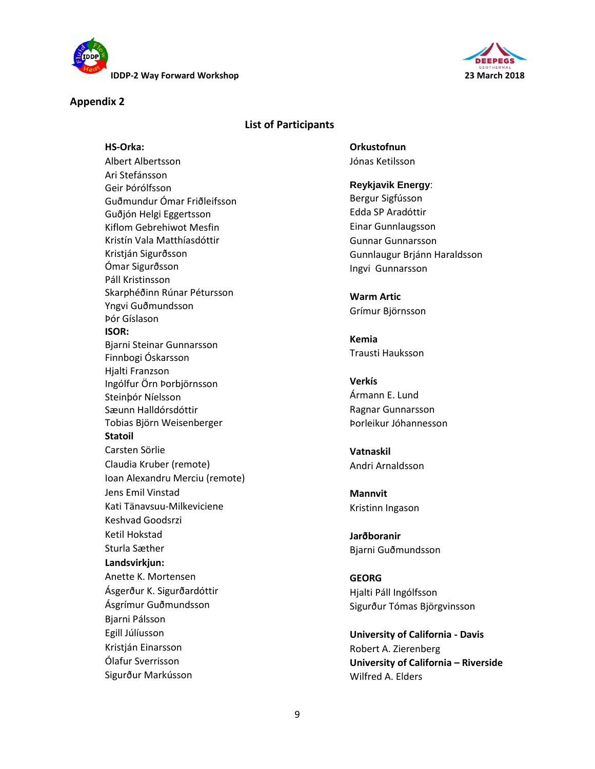## Appendix 2

### List of Participants

**HS-Orka:**
Albert Albertsson
Ari Stefánsson
Geir Þórólfsson
Guðmundur Ómar Friðleifsson
Guðjón Helgi Eggertsson
Kiflom Gebrehiwot Mesfin
Kristín Vala Matthíasdóttir
Kristján Sigurðsson
Ómar Sigurðsson
Páll Kristinsson
Skarphéðinn Rúnar Pétursson
Yngvi Guðmundsson
Þór Gíslason

**ISOR:**
Bjarni Steinar Gunnarsson
Finnbogi Óskarsson
Hjalti Franzson
Ingólfur Örn Þorbjörnsson
Steinþór Níelsson
Sæunn Halldórsdóttir
Tobias Björn Weisenberger

**Statoil**
Carsten Sörlie
Claudia Kruber (remote)
Ioan Alexandru Merciu (remote)
Jens Emil Vinstad
Kati Tänavsuu-Milkeviciene
Keshvad Goodsrzi
Ketil Hokstad
Sturla Sæther

**Landsvirkjun:**
Anette K. Mortensen
Ásgerður K. Sigurðardóttir
Ásgrímur Guðmundsson
Bjarni Pálsson
Egill Júlíusson
Kristján Einarsson
Ólafur Sverrisson
Sigurður Markússon

**Orkustofnun**
Jónas Ketilsson

**Reykjavik Energy**:
Bergur Sigfússon
Edda SP Aradóttir
Einar Gunnlaugsson
Gunnar Gunnarsson
Gunnlaugur Brjánn Haraldsson
Ingvi Gunnarsson

**Warm Artic**
Grímur Björnsson

**Kemia**
Trausti Hauksson

**Verkís**
Ármann E. Lund
Ragnar Gunnarsson
Þorleikur Jóhannesson

**Vatnaskil**
Andri Arnaldsson

**Mannvit**
Kristinn Ingason

**Jarðboranir**
Bjarni Guðmundsson

**GEORG**
Hjalti Páll Ingólfsson
Sigurður Tómas Björgvinsson

**University of California - Davis**
Robert A. Zierenberg

**University of California – Riverside**
Wilfred A. Elders